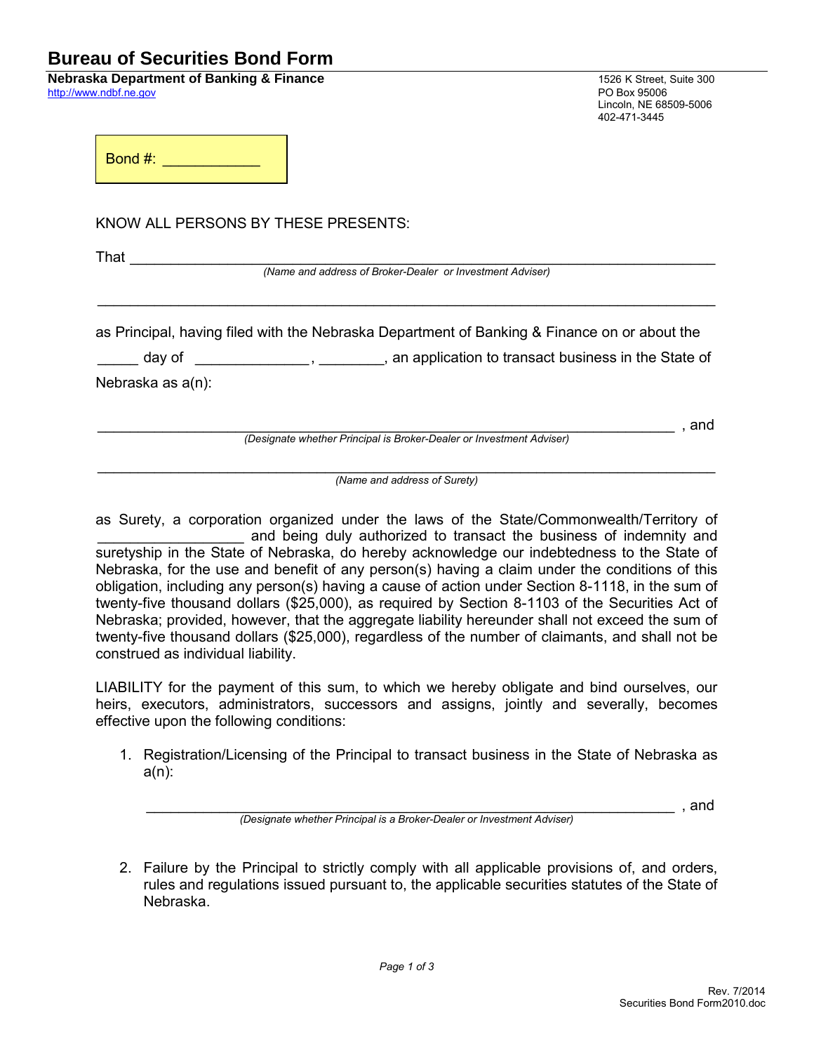# Bureau of Securities Bond Form

**Nebraska Department of Banking & Finance**
http://www.ndbf.ne.gov

1526 K Street, Suite 300
PO Box 95006
Lincoln, NE 68509-5006
402-471-3445

Bond #: ____________

KNOW ALL PERSONS BY THESE PRESENTS:

That ______________________________________________________________________
*(Name and address of Broker-Dealer or Investment Adviser)*

______________________________________________________________________

as Principal, having filed with the Nebraska Department of Banking & Finance on or about the _____ day of ______________, ________, an application to transact business in the State of Nebraska as a(n):

______________________________________________________________________ , and
*(Designate whether Principal is Broker-Dealer or Investment Adviser)*

______________________________________________________________________
*(Name and address of Surety)*

as Surety, a corporation organized under the laws of the State/Commonwealth/Territory of __________________ and being duly authorized to transact the business of indemnity and suretyship in the State of Nebraska, do hereby acknowledge our indebtedness to the State of Nebraska, for the use and benefit of any person(s) having a claim under the conditions of this obligation, including any person(s) having a cause of action under Section 8-1118, in the sum of twenty-five thousand dollars ($25,000), as required by Section 8-1103 of the Securities Act of Nebraska; provided, however, that the aggregate liability hereunder shall not exceed the sum of twenty-five thousand dollars ($25,000), regardless of the number of claimants, and shall not be construed as individual liability.

LIABILITY for the payment of this sum, to which we hereby obligate and bind ourselves, our heirs, executors, administrators, successors and assigns, jointly and severally, becomes effective upon the following conditions:

1. Registration/Licensing of the Principal to transact business in the State of Nebraska as a(n):

   ______________________________________________________________________ , and
   *(Designate whether Principal is a Broker-Dealer or Investment Adviser)*

2. Failure by the Principal to strictly comply with all applicable provisions of, and orders, rules and regulations issued pursuant to, the applicable securities statutes of the State of Nebraska.

Rev. 7/2014
Securities Bond Form2010.doc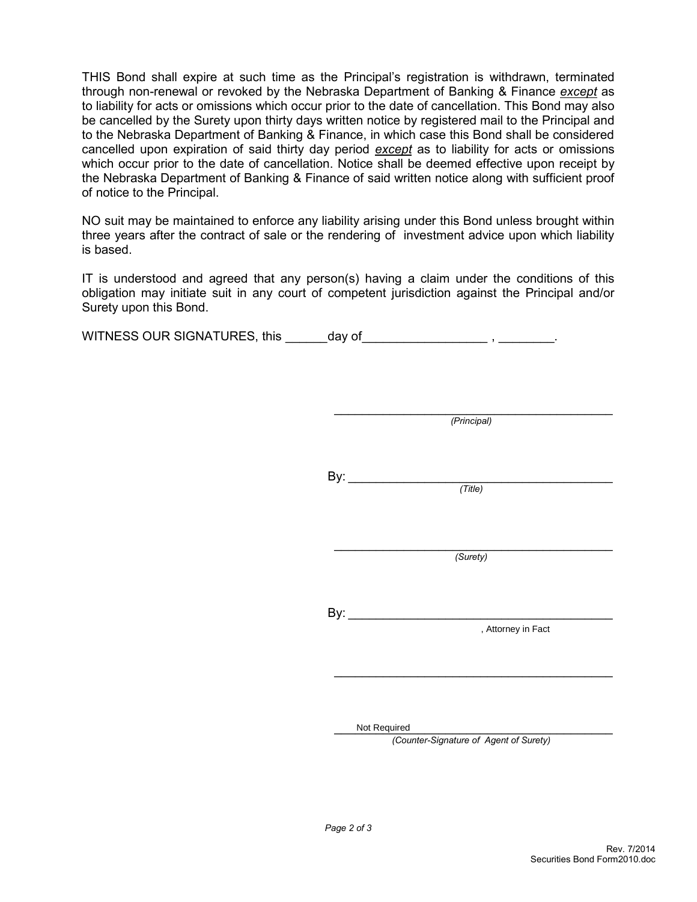THIS Bond shall expire at such time as the Principal's registration is withdrawn, terminated through non-renewal or revoked by the Nebraska Department of Banking & Finance *except* as to liability for acts or omissions which occur prior to the date of cancellation. This Bond may also be cancelled by the Surety upon thirty days written notice by registered mail to the Principal and to the Nebraska Department of Banking & Finance, in which case this Bond shall be considered cancelled upon expiration of said thirty day period *except* as to liability for acts or omissions which occur prior to the date of cancellation. Notice shall be deemed effective upon receipt by the Nebraska Department of Banking & Finance of said written notice along with sufficient proof of notice to the Principal.

NO suit may be maintained to enforce any liability arising under this Bond unless brought within three years after the contract of sale or the rendering of investment advice upon which liability is based.

IT is understood and agreed that any person(s) having a claim under the conditions of this obligation may initiate suit in any court of competent jurisdiction against the Principal and/or Surety upon this Bond.

WITNESS OUR SIGNATURES, this ______day of__________________ , ________.

_________________________________________
*(Principal)*

By: _____________________________________
*(Title)*

_________________________________________
*(Surety)*

By: _____________________________________
, Attorney in Fact

_________________________________________

Not Required
*(Counter-Signature of Agent of Surety)*

Rev. 7/2014
Securities Bond Form2010.doc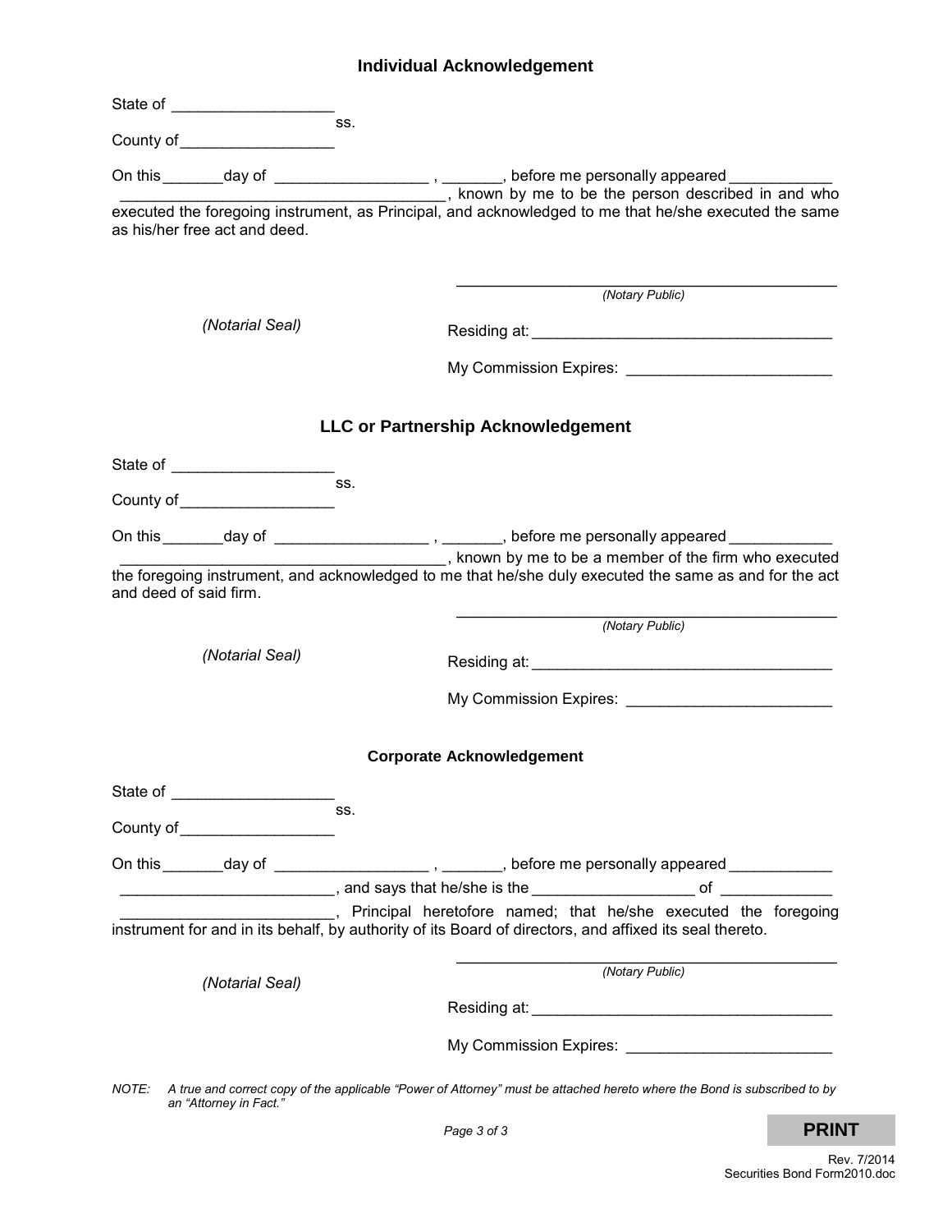## Individual Acknowledgement

State of ___________________
ss.
County of__________________

On this_______day of __________________ , _______, before me personally appeared ____________ ________________________________________, known by me to be the person described in and who executed the foregoing instrument, as Principal, and acknowledged to me that he/she executed the same as his/her free act and deed.

_____________________________________________
*(Notary Public)*

*(Notarial Seal)*

Residing at: ____________________________________

My Commission Expires: ________________________

## LLC or Partnership Acknowledgement

State of ___________________
ss.
County of__________________

On this_______day of __________________ , _______, before me personally appeared ____________ ________________________________________, known by me to be a member of the firm who executed the foregoing instrument, and acknowledged to me that he/she duly executed the same as and for the act and deed of said firm.

_____________________________________________
*(Notary Public)*

*(Notarial Seal)*

Residing at: ____________________________________

My Commission Expires: ________________________

## Corporate Acknowledgement

State of ___________________
ss.
County of__________________

On this_______day of __________________ , _______, before me personally appeared ____________ _________________________, and says that he/she is the ___________________ of _____________ _________________________, Principal heretofore named; that he/she executed the foregoing instrument for and in its behalf, by authority of its Board of directors, and affixed its seal thereto.

_____________________________________________
*(Notary Public)*

*(Notarial Seal)*

Residing at: ____________________________________

My Commission Expires: ________________________

*NOTE: A true and correct copy of the applicable "Power of Attorney" must be attached hereto where the Bond is subscribed to by an "Attorney in Fact."*

**PRINT**

Rev. 7/2014
Securities Bond Form2010.doc